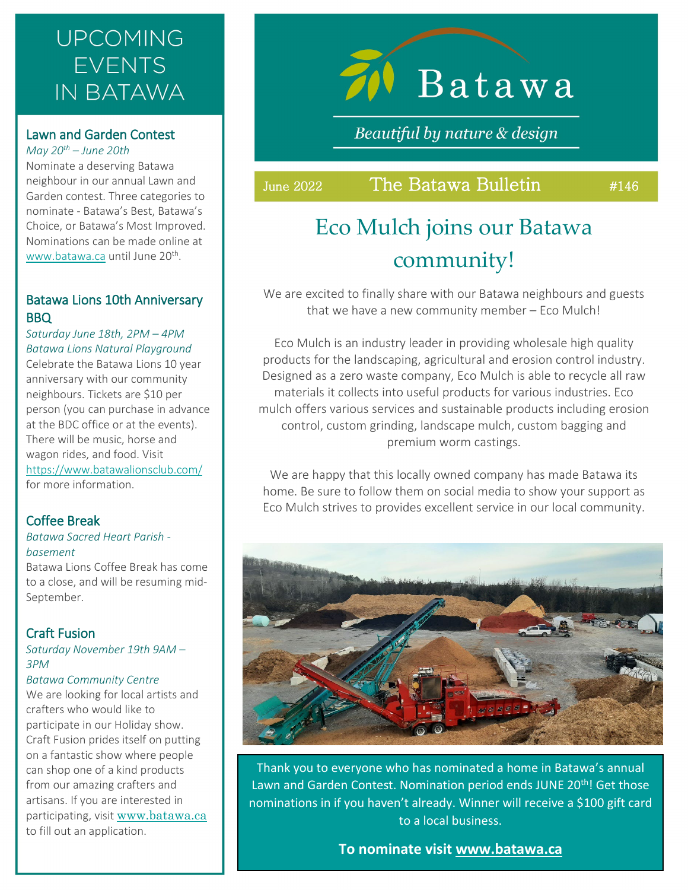# UPCOMING EVENTS IN BATAWA

## Lawn and Garden Contest

*May 20th – June 20th*

Nominate a deserving Batawa neighbour in our annual Lawn and Garden contest. Three categories to nominate - Batawa's Best, Batawa's Choice, or Batawa's Most Improved. Nominations can be made online at www.batawa.ca until June 20th.

## Batawa Lions 10th Anniversary BBQ

*Saturday June 18th, 2PM – 4PM*
*Batawa Lions Natural Playground*

Celebrate the Batawa Lions 10 year anniversary with our community neighbours. Tickets are $10 per person (you can purchase in advance at the BDC office or at the events). There will be music, horse and wagon rides, and food. Visit https://www.batawalionsclub.com/ for more information.

## Coffee Break

*Batawa Sacred Heart Parish - basement*

Batawa Lions Coffee Break has come to a close, and will be resuming mid-September.

## Craft Fusion

*Saturday November 19th 9AM – 3PM*
*Batawa Community Centre*

We are looking for local artists and crafters who would like to participate in our Holiday show. Craft Fusion prides itself on putting on a fantastic show where people can shop one of a kind products from our amazing crafters and artisans. If you are interested in participating, visit www.batawa.ca to fill out an application.

---

# Batawa

*Beautiful by nature & design*

June 2022 — **The Batawa Bulletin** — #146

# Eco Mulch joins our Batawa community!

We are excited to finally share with our Batawa neighbours and guests that we have a new community member – Eco Mulch!

Eco Mulch is an industry leader in providing wholesale high quality products for the landscaping, agricultural and erosion control industry. Designed as a zero waste company, Eco Mulch is able to recycle all raw materials it collects into useful products for various industries. Eco mulch offers various services and sustainable products including erosion control, custom grinding, landscape mulch, custom bagging and premium worm castings.

We are happy that this locally owned company has made Batawa its home. Be sure to follow them on social media to show your support as Eco Mulch strives to provides excellent service in our local community.

Thank you to everyone who has nominated a home in Batawa's annual Lawn and Garden Contest. Nomination period ends JUNE 20th! Get those nominations in if you haven't already. Winner will receive a $100 gift card to a local business.

**To nominate visit www.batawa.ca**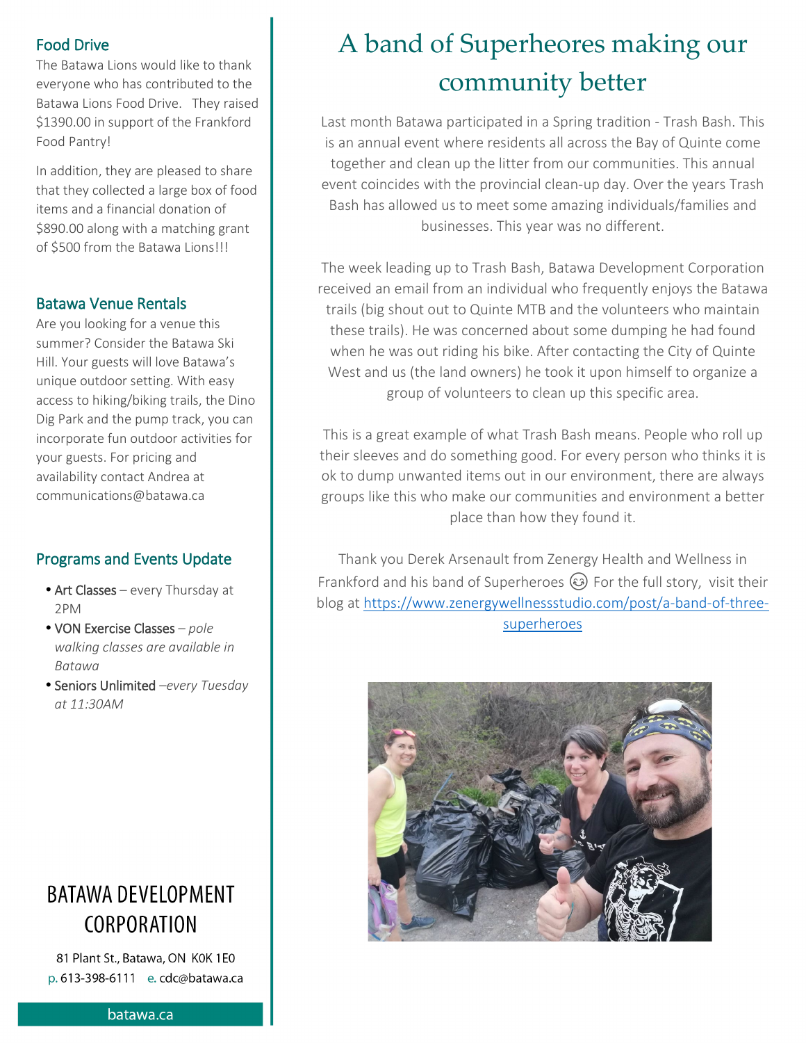## Food Drive

The Batawa Lions would like to thank everyone who has contributed to the Batawa Lions Food Drive. They raised $1390.00 in support of the Frankford Food Pantry!

In addition, they are pleased to share that they collected a large box of food items and a financial donation of $890.00 along with a matching grant of $500 from the Batawa Lions!!!

## Batawa Venue Rentals

Are you looking for a venue this summer? Consider the Batawa Ski Hill. Your guests will love Batawa's unique outdoor setting. With easy access to hiking/biking trails, the Dino Dig Park and the pump track, you can incorporate fun outdoor activities for your guests. For pricing and availability contact Andrea at communications@batawa.ca

## Programs and Events Update

- Art Classes – every Thursday at 2PM
- VON Exercise Classes – *pole walking classes are available in Batawa*
- Seniors Unlimited –*every Tuesday at 11:30AM*

BATAWA DEVELOPMENT CORPORATION

81 Plant St., Batawa, ON K0K 1E0
p. 613-398-6111 e. cdc@batawa.ca

batawa.ca

# A band of Superheoes making our community better

Last month Batawa participated in a Spring tradition - Trash Bash. This is an annual event where residents all across the Bay of Quinte come together and clean up the litter from our communities. This annual event coincides with the provincial clean-up day. Over the years Trash Bash has allowed us to meet some amazing individuals/families and businesses. This year was no different.

The week leading up to Trash Bash, Batawa Development Corporation received an email from an individual who frequently enjoys the Batawa trails (big shout out to Quinte MTB and the volunteers who maintain these trails). He was concerned about some dumping he had found when he was out riding his bike. After contacting the City of Quinte West and us (the land owners) he took it upon himself to organize a group of volunteers to clean up this specific area.

This is a great example of what Trash Bash means. People who roll up their sleeves and do something good. For every person who thinks it is ok to dump unwanted items out in our environment, there are always groups like this who make our communities and environment a better place than how they found it.

Thank you Derek Arsenault from Zenergy Health and Wellness in Frankford and his band of Superheroes 😉 For the full story, visit their blog at https://www.zenergywellnessstudio.com/post/a-band-of-three-superheroes